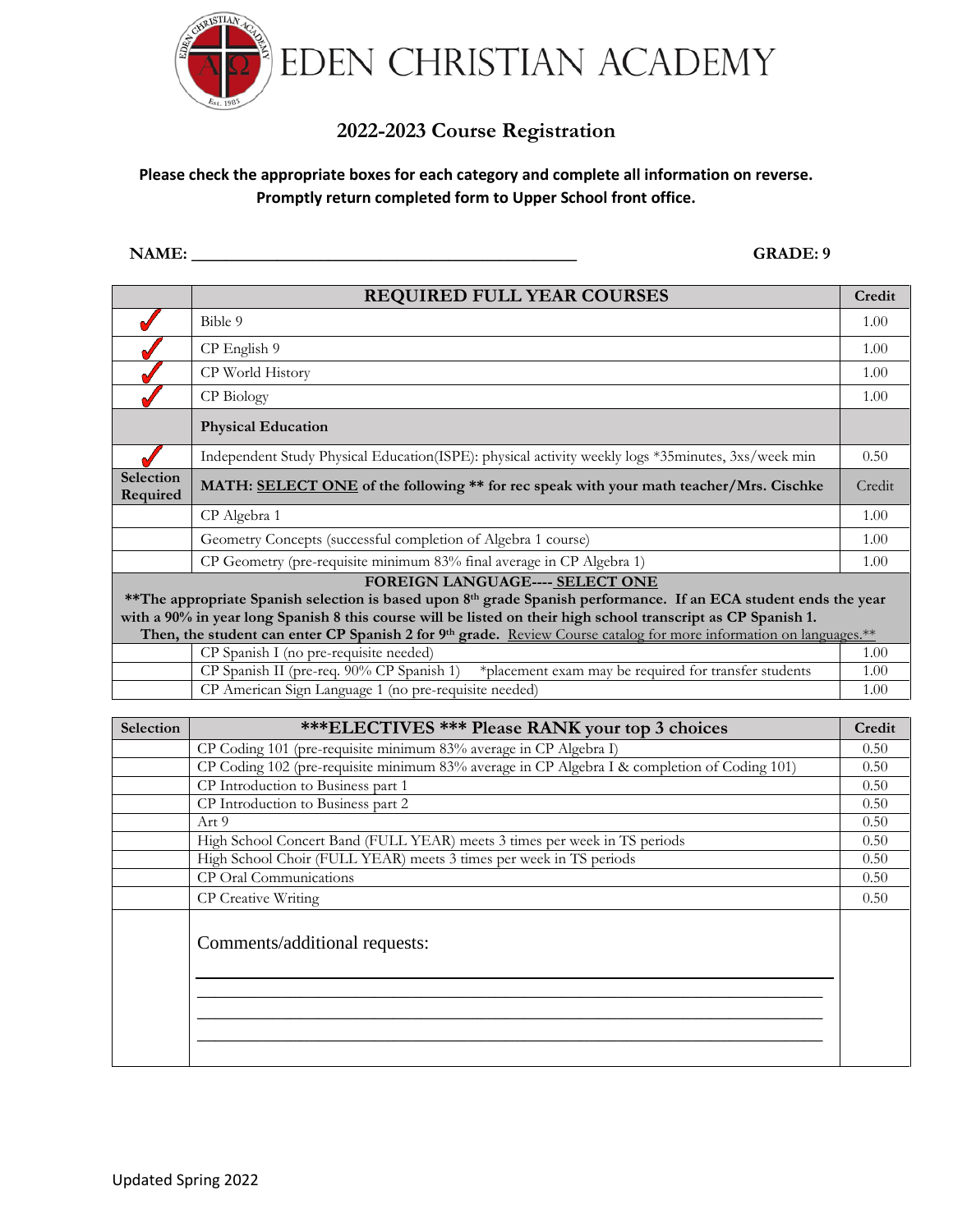# EDEN CHRISTIAN ACADEMY

## 2022-2023 Course Registration

**Please check the appropriate boxes for each category and complete all information on reverse.**
**Promptly return completed form to Upper School front office.**

**NAME:** ______________________________________________ **GRADE: 9**

| | **REQUIRED FULL YEAR COURSES** | **Credit** |
|---|---|---|
| ✓ | Bible 9 | 1.00 |
| ✓ | CP English 9 | 1.00 |
| ✓ | CP World History | 1.00 |
| ✓ | CP Biology | 1.00 |
| | **Physical Education** | |
| ✓ | Independent Study Physical Education(ISPE): physical activity weekly logs *35minutes, 3xs/week min | 0.50 |
| **Selection Required** | **MATH: SELECT ONE of the following ** for rec speak with your math teacher/Mrs. Cischke** | Credit |
| | CP Algebra 1 | 1.00 |
| | Geometry Concepts (successful completion of Algebra 1 course) | 1.00 |
| | CP Geometry (pre-requisite minimum 83% final average in CP Algebra 1) | 1.00 |
| | **FOREIGN LANGUAGE---- SELECT ONE** **The appropriate Spanish selection is based upon 8th grade Spanish performance. If an ECA student ends the year with a 90% in year long Spanish 8 this course will be listed on their high school transcript as CP Spanish 1. Then, the student can enter CP Spanish 2 for 9th grade.** Review Course catalog for more information on languages.** | |
| | CP Spanish I (no pre-requisite needed) | 1.00 |
| | CP Spanish II (pre-req. 90% CP Spanish 1) *placement exam may be required for transfer students | 1.00 |
| | CP American Sign Language 1 (no pre-requisite needed) | 1.00 |

| **Selection** | **\*\*\*ELECTIVES \*\*\* Please RANK your top 3 choices** | **Credit** |
|---|---|---|
| | CP Coding 101 (pre-requisite minimum 83% average in CP Algebra I) | 0.50 |
| | CP Coding 102 (pre-requisite minimum 83% average in CP Algebra I & completion of Coding 101) | 0.50 |
| | CP Introduction to Business part 1 | 0.50 |
| | CP Introduction to Business part 2 | 0.50 |
| | Art 9 | 0.50 |
| | High School Concert Band (FULL YEAR) meets 3 times per week in TS periods | 0.50 |
| | High School Choir (FULL YEAR) meets 3 times per week in TS periods | 0.50 |
| | CP Oral Communications | 0.50 |
| | CP Creative Writing | 0.50 |
| | Comments/additional requests: ______________________________ ______________________________ ______________________________ ______________________________ | |

Updated Spring 2022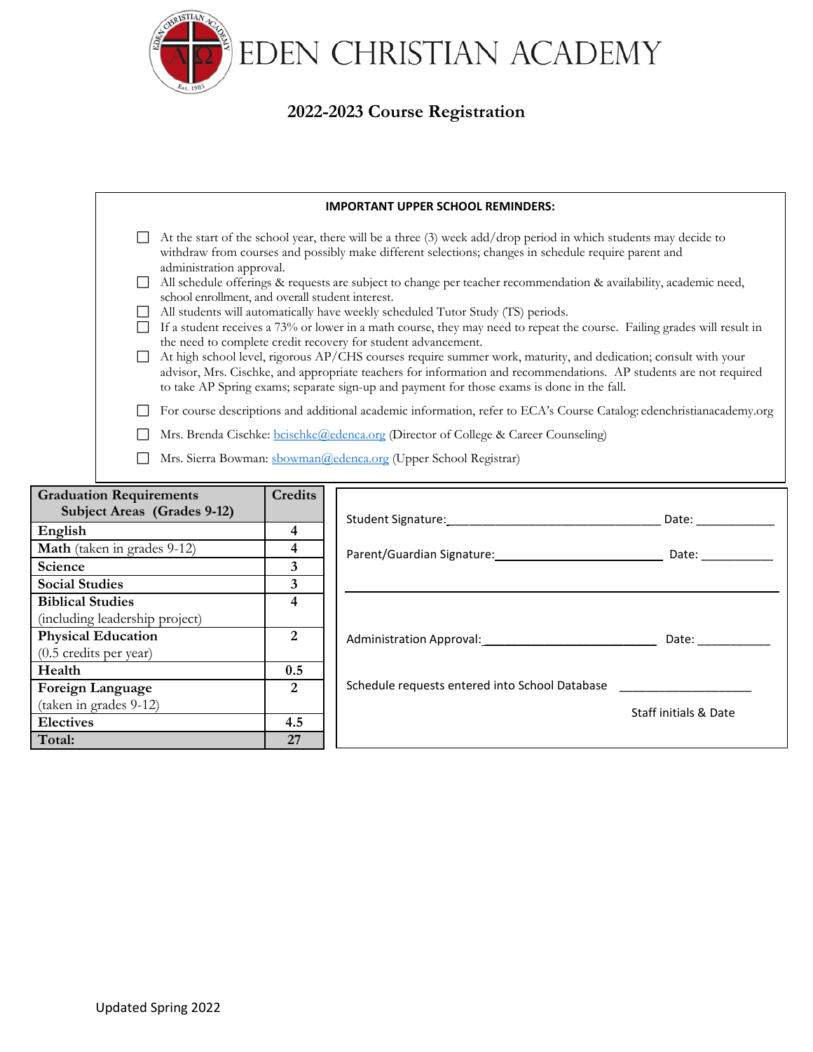# EDEN CHRISTIAN ACADEMY

## 2022-2023 Course Registration

**IMPORTANT UPPER SCHOOL REMINDERS:**

- ☐ At the start of the school year, there will be a three (3) week add/drop period in which students may decide to withdraw from courses and possibly make different selections; changes in schedule require parent and administration approval.
- ☐ All schedule offerings & requests are subject to change per teacher recommendation & availability, academic need, school enrollment, and overall student interest.
- ☐ All students will automatically have weekly scheduled Tutor Study (TS) periods.
- ☐ If a student receives a 73% or lower in a math course, they may need to repeat the course. Failing grades will result in the need to complete credit recovery for student advancement.
- ☐ At high school level, rigorous AP/CHS courses require summer work, maturity, and dedication; consult with your advisor, Mrs. Cischke, and appropriate teachers for information and recommendations. AP students are not required to take AP Spring exams; separate sign-up and payment for those exams is done in the fall.
- ☐ For course descriptions and additional academic information, refer to ECA's Course Catalog: edenchristianacademy.org
- ☐ Mrs. Brenda Cischke: bcischke@edenca.org (Director of College & Career Counseling)
- ☐ Mrs. Sierra Bowman: sbowman@edenca.org (Upper School Registrar)

| Graduation Requirements Subject Areas (Grades 9-12) | Credits |
|---|---|
| **English** | 4 |
| **Math** (taken in grades 9-12) | 4 |
| **Science** | 3 |
| **Social Studies** | 3 |
| **Biblical Studies** (including leadership project) | 4 |
| **Physical Education** (0.5 credits per year) | 2 |
| **Health** | 0.5 |
| **Foreign Language** (taken in grades 9-12) | 2 |
| **Electives** | 4.5 |
| **Total:** | 27 |

Student Signature:\_\_\_\_\_\_\_\_\_\_\_\_\_\_\_\_\_\_\_\_\_\_\_\_\_\_\_\_\_\_ Date: \_\_\_\_\_\_\_\_\_\_\_\_

Parent/Guardian Signature:\_\_\_\_\_\_\_\_\_\_\_\_\_\_\_\_\_\_\_\_\_\_\_\_ Date: \_\_\_\_\_\_\_\_\_\_\_

Administration Approval:\_\_\_\_\_\_\_\_\_\_\_\_\_\_\_\_\_\_\_\_\_\_\_\_ Date: \_\_\_\_\_\_\_\_\_\_\_

Schedule requests entered into School Database \_\_\_\_\_\_\_\_\_\_\_\_\_\_\_\_\_\_\_\_

Staff initials & Date

Updated Spring 2022